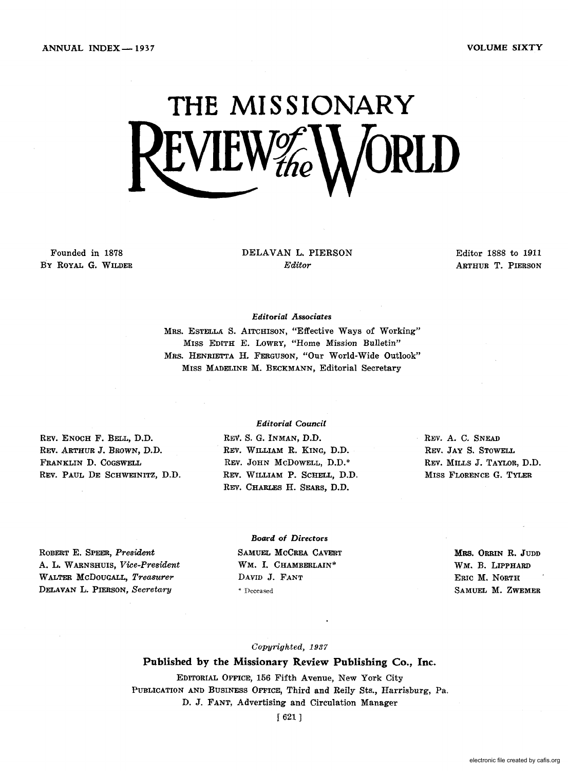ANNUAL INDEX — 1937

VOLUME SIXTY

# THE MISSIONARY REVIEW of the WORLD

Founded in 1878
By Royal G. Wilder

DELAVAN L. PIERSON
*Editor*

Editor 1888 to 1911
Arthur T. Pierson

*Editorial Associates*

Mrs. Estella S. Aitchison, "Effective Ways of Working"
Miss Edith E. Lowry, "Home Mission Bulletin"
Mrs. Henrietta H. Ferguson, "Our World-Wide Outlook"
Miss Madeline M. Beckmann, Editorial Secretary

*Editorial Council*

Rev. Enoch F. Bell, D.D.
Rev. Arthur J. Brown, D.D.
Franklin D. Cogswell
Rev. Paul De Schweinitz, D.D.
Rev. S. G. Inman, D.D.
Rev. William R. King, D.D.
Rev. John McDowell, D.D.*
Rev. William P. Schell, D.D.
Rev. Charles H. Sears, D.D.
Rev. A. C. Snead
Rev. Jay S. Stowell
Rev. Mills J. Taylor, D.D.
Miss Florence G. Tyler

*Board of Directors*

Robert E. Speer, *President*
A. L. Warnshuis, *Vice-President*
Walter McDougall, *Treasurer*
Delavan L. Pierson, *Secretary*
Samuel McCrea Cavert
Wm. I. Chamberlain*
David J. Fant
Mrs. Orrin R. Judd
Wm. B. Lipphard
Eric M. North
Samuel M. Zwemer

\* Deceased

*Copyrighted, 1937*

**Published by the Missionary Review Publishing Co., Inc.**

Editorial Office, 156 Fifth Avenue, New York City
Publication and Business Office, Third and Reily Sts., Harrisburg, Pa.
D. J. Fant, Advertising and Circulation Manager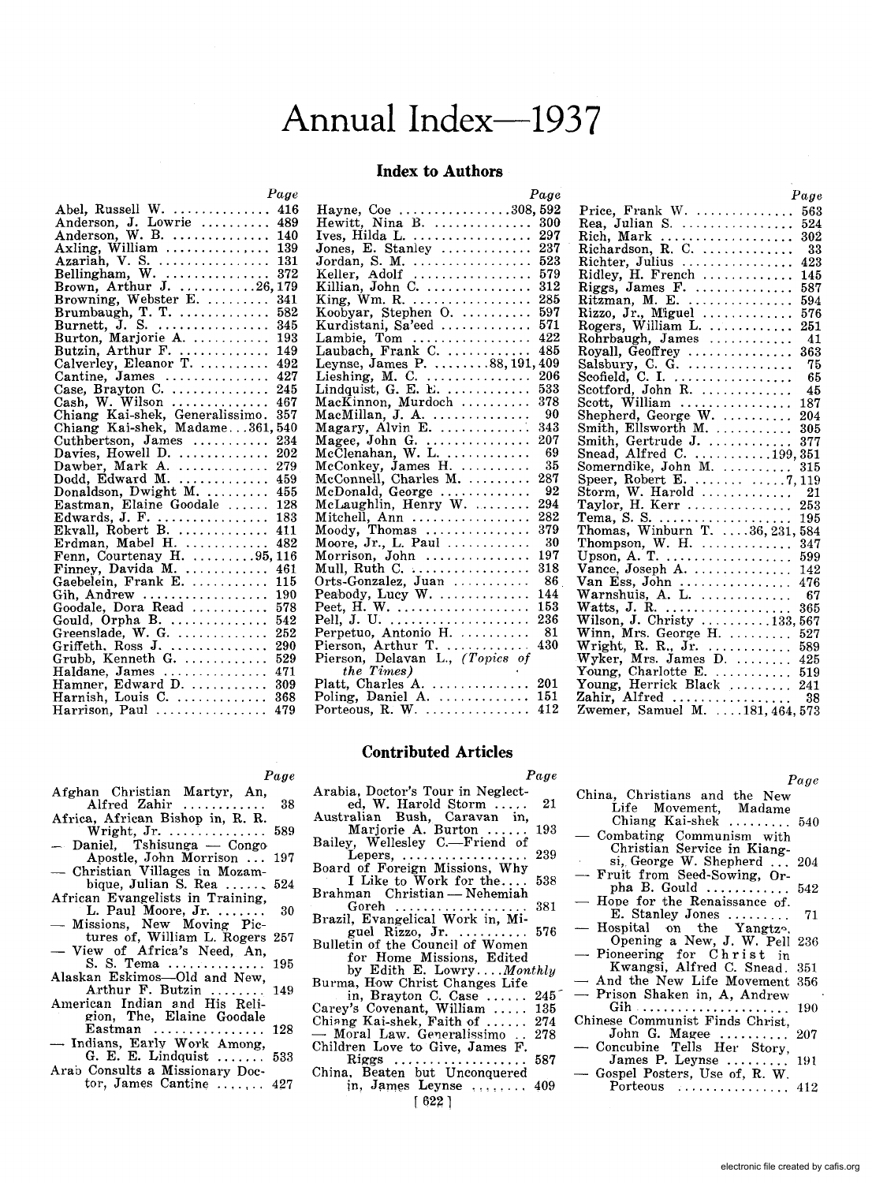# Annual Index—1937

## Index to Authors

| | Page |
|---|---|
| Abel, Russell W. | 416 |
| Anderson, J. Lowrie | 489 |
| Anderson, W. B. | 140 |
| Axling, William | 139 |
| Azariah, V. S. | 131 |
| Bellingham, W. | 372 |
| Brown, Arthur J. | 26, 179 |
| Browning, Webster E. | 341 |
| Brumbaugh, T. T. | 582 |
| Burnett, J. S. | 345 |
| Burton, Marjorie A. | 193 |
| Butzin, Arthur F. | 149 |
| Calverley, Eleanor T. | 492 |
| Cantine, James | 427 |
| Case, Brayton C. | 245 |
| Cash, W. Wilson | 467 |
| Chiang Kai-shek, Generalissimo | 357 |
| Chiang Kai-shek, Madame | 361, 540 |
| Cuthbertson, James | 234 |
| Davies, Howell D. | 202 |
| Dawber, Mark A. | 279 |
| Dodd, Edward M. | 459 |
| Donaldson, Dwight M. | 455 |
| Eastman, Elaine Goodale | 128 |
| Edwards, J. F. | 183 |
| Ekvall, Robert B. | 411 |
| Erdman, Mabel H. | 482 |
| Fenn, Courtenay H. | 95, 116 |
| Finney, Davida M. | 461 |
| Gaebelein, Frank E. | 115 |
| Gih, Andrew | 190 |
| Goodale, Dora Read | 578 |
| Gould, Orpha B. | 542 |
| Greenslade, W. G. | 252 |
| Griffeth, Ross J. | 290 |
| Grubb, Kenneth G. | 529 |
| Haldane, James | 471 |
| Hamner, Edward D. | 309 |
| Harnish, Louis C. | 368 |
| Harrison, Paul | 479 |
| Hayne, Coe | 308, 592 |
| Hewitt, Nina B. | 300 |
| Ives, Hilda L. | 297 |
| Jones, E. Stanley | 237 |
| Jordan, S. M. | 523 |
| Keller, Adolf | 579 |
| Killian, John C. | 312 |
| King, Wm. R. | 285 |
| Koobyar, Stephen O. | 597 |
| Kurdistani, Sa'eed | 571 |
| Lambie, Tom | 422 |
| Laubach, Frank C. | 485 |
| Leynse, James P. | 88, 191, 409 |
| Lieshing, M. C. | 206 |
| Lindquist, G. E. E. | 533 |
| MacKinnon, Murdoch | 378 |
| MacMillan, J. A. | 90 |
| Magary, Alvin E. | 343 |
| Magee, John G. | 207 |
| McClenahan, W. L. | 69 |
| McConkey, James H. | 35 |
| McConnell, Charles M. | 287 |
| McDonald, George | 92 |
| McLaughlin, Henry W. | 294 |
| Mitchell, Ann | 282 |
| Moody, Thomas | 379 |
| Moore, Jr., L. Paul | 30 |
| Morrison, John | 197 |
| Mull, Ruth C. | 318 |
| Orts-Gonzalez, Juan | 86 |
| Peabody, Lucy W. | 144 |
| Peet, H. W. | 153 |
| Pell, J. U. | 236 |
| Perpetuo, Antonio H. | 81 |
| Pierson, Arthur T. | 430 |
| Pierson, Delavan L., *(Topics of the Times)* | |
| Platt, Charles A. | 201 |
| Poling, Daniel A. | 151 |
| Porteous, R. W. | 412 |
| Price, Frank W. | 563 |
| Rea, Julian S. | 524 |
| Rich, Mark | 302 |
| Richardson, R. C. | 33 |
| Richter, Julius | 423 |
| Ridley, H. French | 145 |
| Riggs, James F. | 587 |
| Ritzman, M. E. | 594 |
| Rizzo, Jr., Miguel | 576 |
| Rogers, William L. | 251 |
| Rohrbaugh, James | 41 |
| Royall, Geoffrey | 363 |
| Salsbury, C. G. | 75 |
| Scofield, C. I. | 65 |
| Scotford, John R. | 45 |
| Scott, William | 187 |
| Shepherd, George W. | 204 |
| Smith, Ellsworth M. | 305 |
| Smith, Gertrude J. | 377 |
| Snead, Alfred C. | 199, 351 |
| Somerndike, John M. | 315 |
| Speer, Robert E. | 7, 119 |
| Storm, W. Harold | 21 |
| Taylor, H. Kerr | 253 |
| Tema, S. S. | 195 |
| Thomas, Winburn T. | 36, 231, 584 |
| Thompson, W. H. | 347 |
| Upson, A. T. | 599 |
| Vance, Joseph A. | 142 |
| Van Ess, John | 476 |
| Warnshuis, A. L. | 67 |
| Watts, J. R. | 365 |
| Wilson, J. Christy | 133, 567 |
| Winn, Mrs. George H. | 527 |
| Wright, R. R., Jr. | 589 |
| Wyker, Mrs. James D. | 425 |
| Young, Charlotte E. | 519 |
| Young, Herrick Black | 241 |
| Zahir, Alfred | 38 |
| Zwemer, Samuel M. | 181, 464, 573 |

## Contributed Articles

| | Page |
|---|---|
| Afghan Christian Martyr, An, Alfred Zahir | 38 |
| Africa, African Bishop in, R. R. Wright, Jr. | 589 |
| — Daniel, Tshisunga — Congo Apostle, John Morrison | 197 |
| — Christian Villages in Mozambique, Julian S. Rea | 524 |
| African Evangelists in Training, L. Paul Moore, Jr. | 30 |
| — Missions, New Moving Pictures of, William L. Rogers | 257 |
| — View of Africa's Need, An, S. S. Tema | 195 |
| Alaskan Eskimos—Old and New, Arthur F. Butzin | 149 |
| American Indian and His Religion, The, Elaine Goodale Eastman | 128 |
| — Indians, Early Work Among, G. E. E. Lindquist | 533 |
| Arab Consults a Missionary Doctor, James Cantine | 427 |
| Arabia, Doctor's Tour in Neglected, W. Harold Storm | 21 |
| Australian Bush, Caravan in, Marjorie A. Burton | 193 |
| Bailey, Wellesley C.—Friend of Lepers | 239 |
| Board of Foreign Missions, Why I Like to Work for the | 538 |
| Brahman Christian — Nehemiah Goreh | 381 |
| Brazil, Evangelical Work in, Miguel Rizzo, Jr. | 576 |
| Bulletin of the Council of Women for Home Missions, Edited by Edith E. Lowry | *Monthly* |
| Burma, How Christ Changes Life in, Brayton C. Case | 245 |
| Carey's Covenant, William | 135 |
| Chiang Kai-shek, Faith of | 274 |
| — Moral Law, Generalissimo | 278 |
| Children Love to Give, James F. Riggs | 587 |
| China, Beaten but Unconquered in, James Leynse | 409 |
| China, Christians and the New Life Movement, Madame Chiang Kai-shek | 540 |
| — Combating Communism with Christian Service in Kiangsi, George W. Shepherd | 204 |
| — Fruit from Seed-Sowing, Orpha B. Gould | 542 |
| — Hope for the Renaissance of, E. Stanley Jones | 71 |
| — Hospital on the Yangtze, Opening a New, J. W. Pell | 236 |
| — Pioneering for Christ in Kwangsi, Alfred C. Snead | 351 |
| — And the New Life Movement | 356 |
| — Prison Shaken in, A, Andrew Gih | 190 |
| Chinese Communist Finds Christ, John G. Magee | 207 |
| — Concubine Tells Her Story, James P. Leynse | 191 |
| — Gospel Posters, Use of, R. W. Porteous | 412 |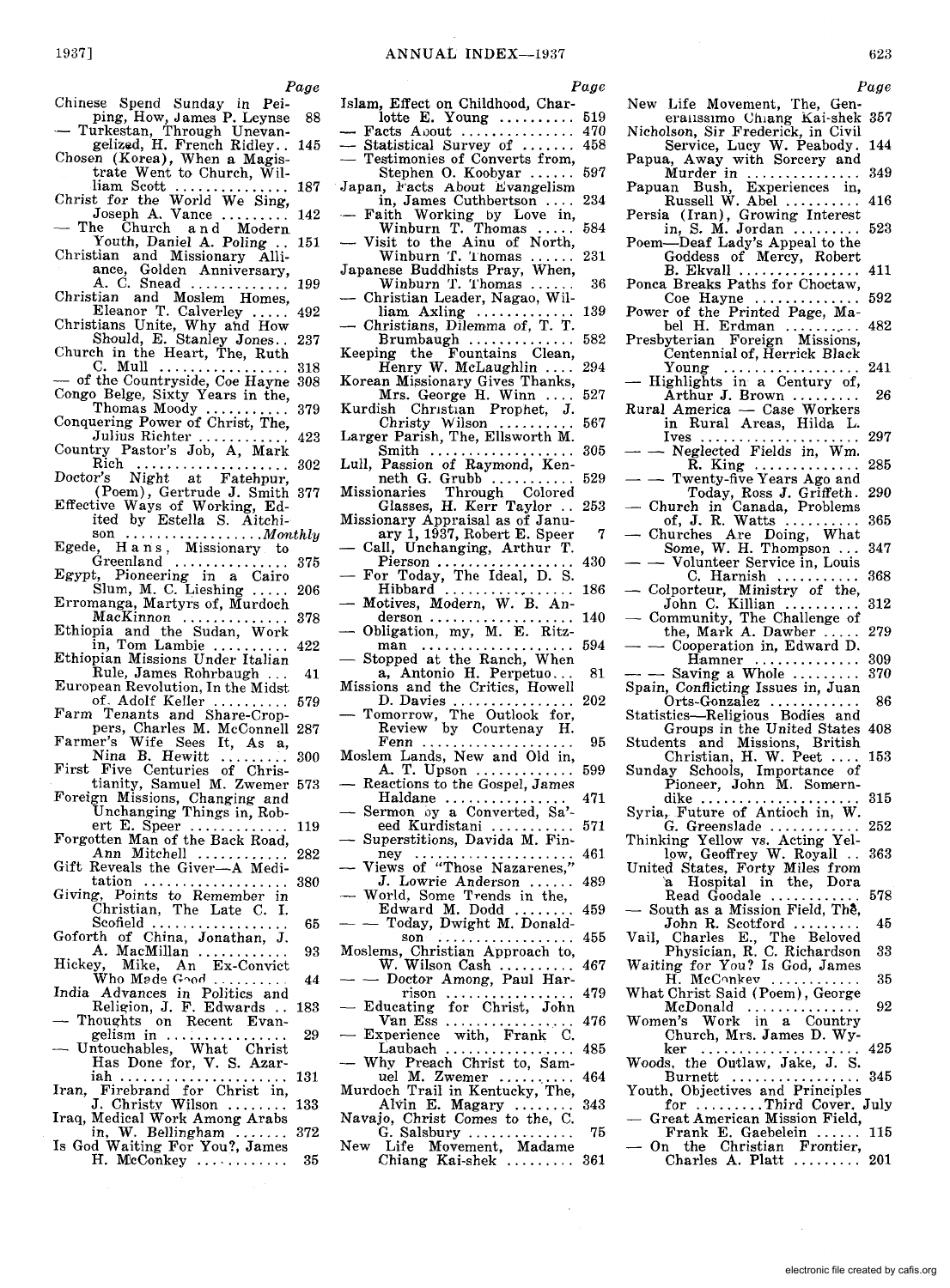Page

Chinese Spend Sunday in Peiping, How, James P. Leynse 88
— Turkestan, Through Unevangelized, H. French Ridley.. 145
Chosen (Korea), When a Magistrate Went to Church, William Scott ............... 187
Christ for the World We Sing, Joseph A. Vance ......... 142
— The Church and Modern Youth, Daniel A. Poling .. 151
Christian and Missionary Alliance, Golden Anniversary, A. C. Snead ............. 199
Christian and Moslem Homes, Eleanor T. Calverley ..... 492
Christians Unite, Why and How Should, E. Stanley Jones.. 237
Church in the Heart, The, Ruth C. Mull ................. 318
— of the Countryside, Coe Hayne 308
Congo Belge, Sixty Years in the, Thomas Moody ........... 379
Conquering Power of Christ, The, Julius Richter ............ 423
Country Pastor's Job, A, Mark Rich ..................... 302
Doctor's Night at Fatehpur, (Poem), Gertrude J. Smith 377
Effective Ways of Working, Edited by Estella S. Aitchison ..................*Monthly*
Egede, Hans, Missionary to Greenland ............... 375
Egypt, Pioneering in a Cairo Slum, M. C. Lieshing ..... 206
Erromanga, Martyrs of, Murdoch MacKinnon .............. 378
Ethiopia and the Sudan, Work in, Tom Lambie .......... 422
Ethiopian Missions Under Italian Rule, James Rohrbaugh ... 41
European Revolution, In the Midst of, Adolf Keller .......... 579
Farm Tenants and Share-Croppers, Charles M. McConnell 287
Farmer's Wife Sees It, As a, Nina B. Hewitt ......... 300
First Five Centuries of Christianity, Samuel M. Zwemer 573
Foreign Missions, Changing and Unchanging Things in, Robert E. Speer ............. 119
Forgotten Man of the Back Road, Ann Mitchell ............ 282
Gift Reveals the Giver—A Meditation ................... 380
Giving, Points to Remember in Christian, The Late C. I. Scofield .................. 65
Goforth of China, Jonathan, J. A. MacMillan ............ 93
Hickey, Mike, An Ex-Convict Who Made Good .......... 44
India Advances in Politics and Religion, J. F. Edwards .. 183
— Thoughts on Recent Evangelism in ................ 29
— Untouchables, What Christ Has Done for, V. S. Azariah ...................... 131
Iran, Firebrand for Christ in, J. Christy Wilson ........ 133
Iraq, Medical Work Among Arabs in, W. Bellingham ....... 372
Is God Waiting For You?, James H. McConkey ............ 35
Islam, Effect on Childhood, Charlotte E. Young .......... 519
— Facts About .............. 470
— Statistical Survey of ....... 458
— Testimonies of Converts from, Stephen O. Koobyar ...... 597
Japan, Facts About Evangelism in, James Cuthbertson .... 234
— Faith Working by Love in, Winburn T. Thomas ..... 584
— Visit to the Ainu of North, Winburn T. Thomas ...... 231
Japanese Buddhists Pray, When, Winburn T. Thomas ...... 36
— Christian Leader, Nagao, William Axling ............ 139
— Christians, Dilemma of, T. T. Brumbaugh ............. 582
Keeping the Fountains Clean, Henry W. McLaughlin .... 294
Korean Missionary Gives Thanks, Mrs. George H. Winn .... 527
Kurdish Christian Prophet, J. Christy Wilson .......... 567
Larger Parish, The, Ellsworth M. Smith .................. 305
Lull, Passion of Raymond, Kenneth G. Grubb ........... 529
Missionaries Through Colored Glasses, H. Kerr Taylor .. 253
Missionary Appraisal as of January 1, 1937, Robert E. Speer 7
— Call, Unchanging, Arthur T. Pierson .................. 430
— For Today, The Ideal, D. S. Hibbard ................. 186
— Motives, Modern, W. B. Anderson .................. 140
— Obligation, my, M. E. Ritzman .................... 594
— Stopped at the Ranch, When a, Antonio H. Perpetuo... 81
Missions and the Critics, Howell D. Davies ............... 202
— Tomorrow, The Outlook for, Review by Courtenay H. Fenn .................... 95
Moslem Lands, New and Old in, A. T. Upson ............ 599
— Reactions to the Gospel, James Haldane ................ 471
— Sermon by a Converted, Sa'eed Kurdistani ........... 571
— Superstitions, Davida M. Finney ..................... 461
— Views of "Those Nazarenes," J. Lowrie Anderson ...... 489
— World, Some Trends in the, Edward M. Dodd ........ 459
— — Today, Dwight M. Donaldson ................. 455
Moslems, Christian Approach to, W. Wilson Cash .......... 467
— — Doctor Among, Paul Harrison ................. 479
— Educating for Christ, John Van Ess ................. 476
— Experience with, Frank C. Laubach ................. 485
— Why Preach Christ to, Samuel M. Zwemer .......... 464
Murdoch Trail in Kentucky, The, Alvin E. Magary ........ 343
Navajo, Christ Comes to the, C. G. Salsbury ............. 75
New Life Movement, Madame Chiang Kai-shek ......... 361
New Life Movement, The, Generalissimo Chiang Kai-shek 357
Nicholson, Sir Frederick, in Civil Service, Lucy W. Peabody. 144
Papua, Away with Sorcery and Murder in .............. 349
Papuan Bush, Experiences in, Russell W. Abel .......... 416
Persia (Iran), Growing Interest in, S. M. Jordan ......... 523
Poem—Deaf Lady's Appeal to the Goddess of Mercy, Robert B. Ekvall ................ 411
Ponca Breaks Paths for Choctaw, Coe Hayne ............. 592
Power of the Printed Page, Mabel H. Erdman ......... 482
Presbyterian Foreign Missions, Centennial of, Herrick Black Young .................. 241
— Highlights in a Century of, Arthur J. Brown ......... 26
Rural America — Case Workers in Rural Areas, Hilda L. Ives ..................... 297
— — Neglected Fields in, Wm. R. King .............. 285
— — Twenty-five Years Ago and Today, Ross J. Griffeth. 290
— Church in Canada, Problems of, J. R. Watts .......... 365
— Churches Are Doing, What Some, W. H. Thompson ... 347
— — Volunteer Service in, Louis C. Harnish ........... 368
— Colporteur, Ministry of the, John C. Killian .......... 312
— Community, The Challenge of the, Mark A. Dawber ..... 279
— — Cooperation in, Edward D. Hamner .............. 309
— — Saving a Whole ......... 370
Spain, Conflicting Issues in, Juan Orts-Gonzalez ............ 86
Statistics—Religious Bodies and Groups in the United States 408
Students and Missions, British Christian, H. W. Peet .... 153
Sunday Schools, Importance of Pioneer, John M. Somerndike ..................... 315
Syria, Future of Antioch in, W. G. Greenslade ............ 252
Thinking Yellow vs. Acting Yellow, Geoffrey W. Royall .. 363
United States, Forty Miles from a Hospital in the, Dora Read Goodale ............ 578
— South as a Mission Field, The, John R. Scotford ......... 45
Vail, Charles E., The Beloved Physician, R. C. Richardson 33
Waiting for You? Is God, James H. McConkey ............ 35
What Christ Said (Poem), George McDonald ............... 92
Women's Work in a Country Church, Mrs. James D. Wyker ..................... 425
Woods, the Outlaw, Jake, J. S. Burnett ................. 345
Youth, Objectives and Principles for .........Third Cover, July
— Great American Mission Field, Frank E. Gaebelein ...... 115
— On the Christian Frontier, Charles A. Platt ......... 201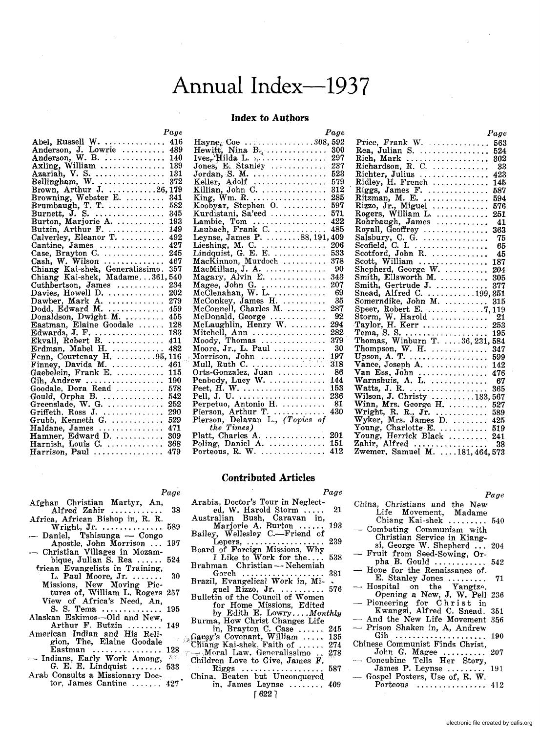# Annual Index—1937

## Index to Authors

| | Page |
|---|---|
| Abel, Russell W. | 416 |
| Anderson, J. Lowrie | 489 |
| Anderson, W. B. | 140 |
| Axling, William | 139 |
| Azariah, V. S. | 131 |
| Bellingham, W. | 372 |
| Brown, Arthur J. | 26, 179 |
| Browning, Webster E. | 341 |
| Brumbaugh, T. T. | 582 |
| Burnett, J. S. | 345 |
| Burton, Marjorie A. | 193 |
| Butzin, Arthur F. | 149 |
| Calverley, Eleanor T. | 492 |
| Cantine, James | 427 |
| Case, Brayton C. | 245 |
| Cash, W. Wilson | 467 |
| Chiang Kai-shek, Generalissimo | 357 |
| Chiang Kai-shek, Madame | 361, 540 |
| Cuthbertson, James | 234 |
| Davies, Howell D. | 202 |
| Dawber, Mark A. | 279 |
| Dodd, Edward M. | 459 |
| Donaldson, Dwight M. | 455 |
| Eastman, Elaine Goodale | 128 |
| Edwards, J. F. | 183 |
| Ekvall, Robert B. | 411 |
| Erdman, Mabel H. | 482 |
| Fenn, Courtenay H. | 95, 116 |
| Finney, Davida M. | 461 |
| Gaebelein, Frank E. | 115 |
| Gih, Andrew | 190 |
| Goodale, Dora Read | 578 |
| Gould, Orpha B. | 542 |
| Greenslade, W. G. | 252 |
| Griffeth, Ross J. | 290 |
| Grubb, Kenneth G. | 529 |
| Haldane, James | 471 |
| Hamner, Edward D. | 309 |
| Harnish, Louis C. | 368 |
| Harrison, Paul | 479 |
| Hayne, Coe | 308, 592 |
| Hewitt, Nina B. | 300 |
| Ives, Hilda L. | 297 |
| Jones, E. Stanley | 237 |
| Jordan, S. M. | 523 |
| Keller, Adolf | 579 |
| Killian, John C. | 312 |
| King, Wm. R. | 285 |
| Koobyar, Stephen O. | 597 |
| Kurdistani, Sa'eed | 571 |
| Lambie, Tom | 422 |
| Laubach, Frank C. | 485 |
| Leynse, James P. | 88, 191, 409 |
| Lieshing, M. C. | 206 |
| Lindquist, G. E. E. | 533 |
| MacKinnon, Murdoch | 378 |
| MacMillan, J. A. | 90 |
| Magary, Alvin E. | 343 |
| Magee, John G. | 207 |
| McClenahan, W. L. | 69 |
| McConkey, James H. | 35 |
| McConnell, Charles M. | 287 |
| McDonald, George | 92 |
| McLaughlin, Henry W. | 294 |
| Mitchell, Ann | 282 |
| Moody, Thomas | 379 |
| Moore, Jr., L. Paul | 30 |
| Morrison, John | 197 |
| Mull, Ruth C. | 318 |
| Orts-Gonzalez, Juan | 86 |
| Peabody, Lucy W. | 144 |
| Peet, H. W. | 153 |
| Pell, J. U. | 236 |
| Perpetuo, Antonio H. | 81 |
| Pierson, Arthur T. | 430 |
| Pierson, Delavan L., (*Topics of the Times*) | |
| Platt, Charles A. | 201 |
| Poling, Daniel A. | 151 |
| Porteous, R. W. | 412 |
| Price, Frank W. | 563 |
| Rea, Julian S. | 524 |
| Rich, Mark | 302 |
| Richardson, R. C. | 33 |
| Richter, Julius | 423 |
| Ridley, H. French | 145 |
| Riggs, James F. | 587 |
| Ritzman, M. E. | 594 |
| Rizzo, Jr., Miguel | 576 |
| Rogers, William L. | 251 |
| Rohrbaugh, James | 41 |
| Royall, Geoffrey | 363 |
| Salsbury, C. G. | 75 |
| Scofield, C. I. | 65 |
| Scotford, John R. | 45 |
| Scott, William | 187 |
| Shepherd, George W. | 204 |
| Smith, Ellsworth M. | 305 |
| Smith, Gertrude J. | 377 |
| Snead, Alfred C. | 199, 351 |
| Somerndike, John M. | 315 |
| Speer, Robert E. | 7, 119 |
| Storm, W. Harold | 21 |
| Taylor, H. Kerr | 253 |
| Tema, S. S. | 195 |
| Thomas, Winburn T. | 36, 231, 584 |
| Thompson, W. H. | 347 |
| Upson, A. T. | 599 |
| Vance, Joseph A. | 142 |
| Van Ess, John | 476 |
| Warnshuis, A. L. | 67 |
| Watts, J. R. | 365 |
| Wilson, J. Christy | 133, 567 |
| Winn, Mrs. George H. | 527 |
| Wright, R. R., Jr. | 589 |
| Wyker, Mrs. James D. | 425 |
| Young, Charlotte E. | 519 |
| Young, Herrick Black | 241 |
| Zahir, Alfred | 38 |
| Zwemer, Samuel M. | 181, 464, 573 |

## Contributed Articles

| | Page |
|---|---|
| Afghan Christian Martyr, An, Alfred Zahir | 38 |
| Africa, African Bishop in, R. R. Wright, Jr. | 589 |
| — Daniel, Tshisunga — Congo Apostle, John Morrison | 197 |
| — Christian Villages in Mozambique, Julian S. Rea | 524 |
| African Evangelists in Training, L. Paul Moore, Jr. | 30 |
| — Missions, New Moving Pictures of, William L. Rogers | 257 |
| — View of Africa's Need, An, S. S. Tema | 195 |
| Alaskan Eskimos—Old and New, Arthur F. Butzin | 149 |
| American Indian and His Religion, The, Elaine Goodale Eastman | 128 |
| — Indians, Early Work Among, G. E. E. Lindquist | 533 |
| Arab Consults a Missionary Doctor, James Cantine | 427 |
| Arabia, Doctor's Tour in Neglected, W. Harold Storm | 21 |
| Australian Bush, Caravan in, Marjorie A. Burton | 193 |
| Bailey, Wellesley C.—Friend of Lepers | 239 |
| Board of Foreign Missions, Why I Like to Work for the | 538 |
| Brahman Christian — Nehemiah Goreh | 381 |
| Brazil, Evangelical Work in, Miguel Rizzo, Jr. | 576 |
| Bulletin of the Council of Women for Home Missions, Edited by Edith E. Lowry | *Monthly* |
| Burma, How Christ Changes Life in, Brayton C. Case | 245 |
| Carey's Covenant, William | 135 |
| Chiang Kai-shek, Faith of | 274 |
| — Moral Law, Generalissimo | 278 |
| Children Love to Give, James F. Riggs | 587 |
| China, Beaten but Unconquered in, James Leynse | 409 |
| China, Christians and the New Life Movement, Madame Chiang Kai-shek | 540 |
| — Combating Communism with Christian Service in Kiangsi, George W. Shepherd | 204 |
| — Fruit from Seed-Sowing, Orpha B. Gould | 542 |
| — Hope for the Renaissance of, E. Stanley Jones | 71 |
| — Hospital on the Yangtze, Opening a New, J. W. Pell | 236 |
| — Pioneering for Christ in Kwangsi, Alfred C. Snead | 351 |
| — And the New Life Movement | 356 |
| — Prison Shaken in, A, Andrew Gih | 190 |
| Chinese Communist Finds Christ, John G. Magee | 207 |
| — Concubine Tells Her Story, James P. Leynse | 191 |
| — Gospel Posters, Use of, R. W. Porteous | 412 |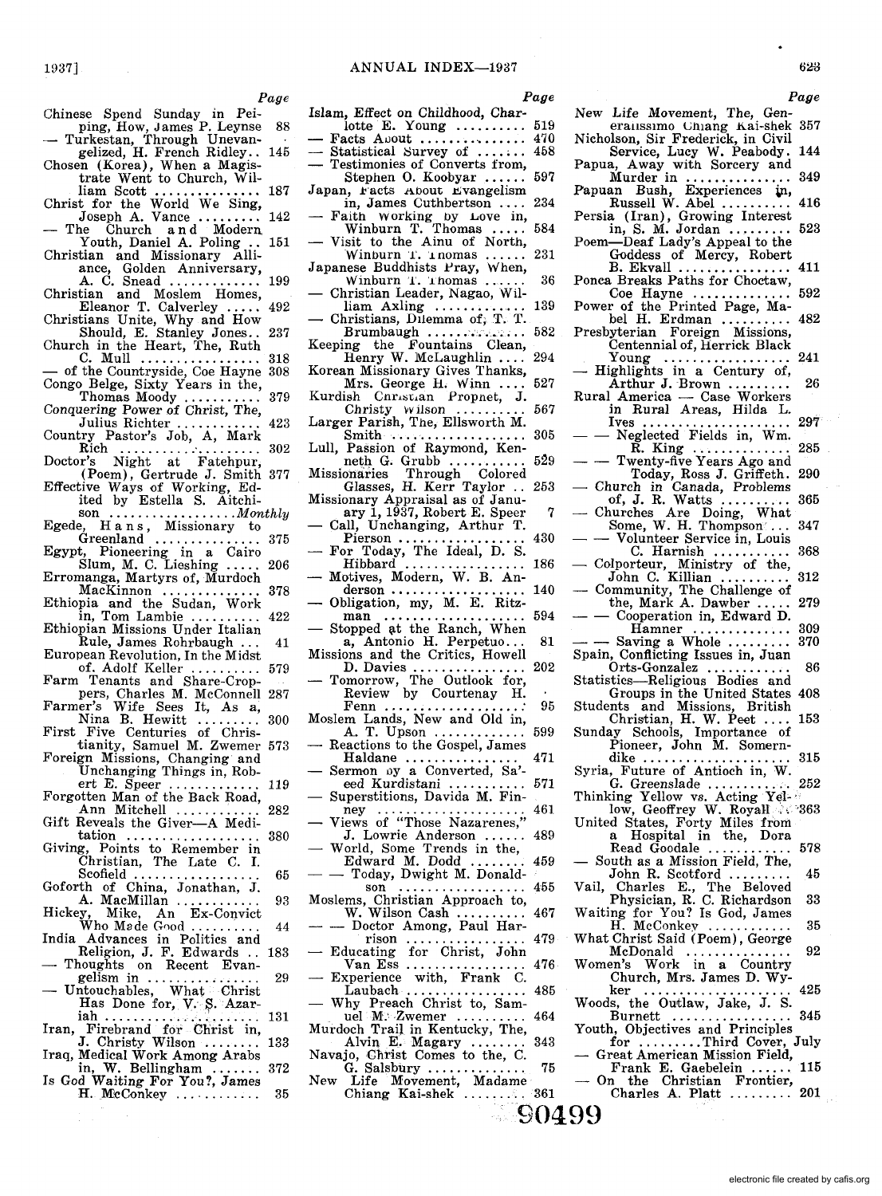*Page*

Chinese Spend Sunday in Peiping, How, James P. Leynse 88
— Turkestan, Through Unevangelized, H. French Ridley.. 145
Chosen (Korea), When a Magistrate Went to Church, William Scott ............... 187
Christ for the World We Sing, Joseph A. Vance ......... 142
— The Church and Modern Youth, Daniel A. Poling .. 151
Christian and Missionary Alliance, Golden Anniversary, A. C. Snead ............. 199
Christian and Moslem Homes, Eleanor T. Calverley ..... 492
Christians Unite, Why and How Should, E. Stanley Jones.. 237
Church in the Heart, The, Ruth C. Mull ................. 318
— of the Countryside, Coe Hayne 308
Congo Belge, Sixty Years in the, Thomas Moody ........... 379
*Conquering* Power of Christ, The, Julius Richter ............ 423
Country Pastor's Job, A, Mark Rich ...................... 302
Doctor's Night at Fatehpur, (Poem), Gertrude J. Smith 377
Effective Ways of Working, Edited by Estella S. Aitchison ................. *Monthly*
Egede, Hans, Missionary to Greenland ............... 375
Egypt, Pioneering in a Cairo Slum, M. C. Liesbing ..... 206
Erromanga, Martyrs of, Murdoch MacKinnon .............. 378
Ethiopia and the Sudan, Work in, Tom Lambie .......... 422
Ethiopian Missions Under Italian Rule, James Rohrbaugh ... 41
European Revolution, In the Midst of. Adolf Keller .......... 579
Farm Tenants and Share-Croppers, Charles M. McConnell 287
Farmer's Wife Sees It, As a, Nina B. Hewitt ......... 300
First Five Centuries of Christianity, Samuel M. Zwemer 573
Foreign Missions, Changing and Unchanging Things in, Robert E. Speer ............. 119
Forgotten Man of the Back Road, Ann Mitchell ............ 282
Gift Reveals the Giver—A Meditation ................... 380
Giving, Points to Remember in Christian, The Late C. I. Scofield .................. 65
Goforth of China, Jonathan, J. A. MacMillan ............ 93
Hickey, Mike, An Ex-Convict Who Made Good .......... 44
India Advances in Politics and Religion, J. F. Edwards .. 183
— Thoughts on Recent Evangelism in ................. 29
— Untouchables, What Christ Has Done for, V. S. Azariah ...................... 131
Iran, Firebrand for Christ in, J. Christy Wilson ........ 133
Iraq, Medical Work Among Arabs in, W. Bellingham ....... 372
Is God Waiting For You?, James H. McConkey ............ 35

Islam, Effect on Childhood, Charlotte E. Young .......... 519
— Facts About ............... 470
— Statistical Survey of ....... 458
— Testimonies of Converts from, Stephen O. Koobyar ....... 597
Japan, Facts About Evangelism in, James Cuthbertson .... 234
— Faith Working by Love in, Winburn T. Thomas ..... 584
— Visit to the Ainu of North, Winburn T. Thomas ...... 231
Japanese Buddhists Pray, When, Winburn T. Thomas ...... 36
— Christian Leader, Nagao, William Axling ............. 139
— Christians, Dilemma of, T. T. Brumbaugh .............. 582
Keeping the Fountains Clean, Henry W. McLaughlin .... 294
Korean Missionary Gives Thanks, Mrs. George H. Winn .... 527
Kurdish Christian Prophet, J. Christy Wilson .......... 567
Larger Parish, The, Ellsworth M. Smith ................... 305
Lull, Passion of Raymond, Kenneth G. Grubb ........... 529
Missionaries Through Colored Glasses, H. Kerr Taylor .. 253
Missionary Appraisal as of January 1, 1937, Robert E. Speer 7
— Call, Unchanging, Arthur T. Pierson ................. 430
— For Today, The Ideal, D. S. Hibbard ................. 186
— Motives, Modern, W. B. Anderson ................... 140
— Obligation, my, M. E. Ritzman .................... 594
— Stopped at the Ranch, When a, Antonio H. Perpetuo... 81
Missions and the Critics, Howell D. Davies ................ 202
— Tomorrow, The Outlook for, Review by Courtenay H. Fenn ................... 95
Moslem Lands, New and Old in, A. T. Upson ............ 599
— Reactions to the Gospel, James Haldane ............... 471
— Sermon by a Converted, Sa'eed Kurdistani ........... 571
— Superstitions, Davida M. Finney ..................... 461
— Views of "Those Nazarenes," J. Lowrie Anderson ...... 489
— World, Some Trends in the, Edward M. Dodd ........ 459
— — Today, Dwight M. Donaldson ................... 455
Moslems, Christian Approach to, W. Wilson Cash .......... 467
— — Doctor Among, Paul Harrison ................. 479
— Educating for Christ, John Van Ess ................. 476
— Experience with, Frank C. Laubach ................. 485
— Why Preach Christ to, Samuel M. Zwemer .......... 464
Murdoch Trail in Kentucky, The, Alvin E. Magary ........ 343
Navajo, Christ Comes to the, C. G. Salsbury ............. 75
New Life Movement, Madame Chiang Kai-shek ......... 361

New Life Movement, The, Generalissimo Chiang Kai-shek 357
Nicholson, Sir Frederick, in Civil Service, Lucy W. Peabody. 144
Papua, Away with Sorcery and Murder in ............... 349
Papuan Bush, Experiences in, Russell W. Abel .......... 416
Persia (Iran), Growing Interest in, S. M. Jordan ......... 523
Poem—Deaf Lady's Appeal to the Goddess of Mercy, Robert B. Ekvall ................ 411
Ponca Breaks Paths for Choctaw, Coe Hayne .............. 592
Power of the Printed Page, Mabel H. Erdman .......... 482
Presbyterian Foreign Missions, Centennial of, Herrick Black Young ................. 241
— Highlights in a Century of, Arthur J. Brown ......... 26
Rural America — Case Workers in Rural Areas, Hilda L. Ives ..................... 297
— — Neglected Fields in, Wm. R. King ............. 285
— — Twenty-five Years Ago and Today, Ross J. Griffeth. 290
— Church in Canada, Problems of, J. R. Watts .......... 365
— Churches Are Doing, What Some, W. H. Thompson ... 347
— — Volunteer Service in, Louis C. Harnish ........... 368
— Colporteur, Ministry of the, John C. Killian .......... 312
— Community, The Challenge of the, Mark A. Dawber ..... 279
— — Cooperation in, Edward D. Hamner ............. 309
— — Saving a Whole ......... 370
Spain, Conflicting Issues in, Juan Orts-Gonzalez ............ 86
Statistics—Religious Bodies and Groups in the United States 408
Students and Missions, British Christian, H. W. Peet .... 153
Sunday Schools, Importance of Pioneer, John M. Somerndike ..................... 315
Syria, Future of Antioch in, W. G. Greenslade ............ 252
Thinking Yellow *vs.* Acting Yellow, Geoffrey W. Royall ... 363
United States, Forty Miles from a Hospital in the, Dora Read Goodale ........... 578
— South as a Mission Field, The, John R. Scotford ......... 45
Vail, Charles E., The Beloved Physician, R. C. Richardson 33
Waiting for You? Is God, James H. McConkey ........... 35
What Christ Said (Poem), George McDonald .............. 92
Women's Work in a Country Church, Mrs. James D. Wyker ..................... 425
Woods, the Outlaw, Jake, J. S. Burnett ................. 345
Youth, Objectives and Principles for .........Third Cover, July
— Great American Mission Field, Frank E. Gaebelein ...... 115
— On the Christian Frontier, Charles A. Platt ......... 201

90499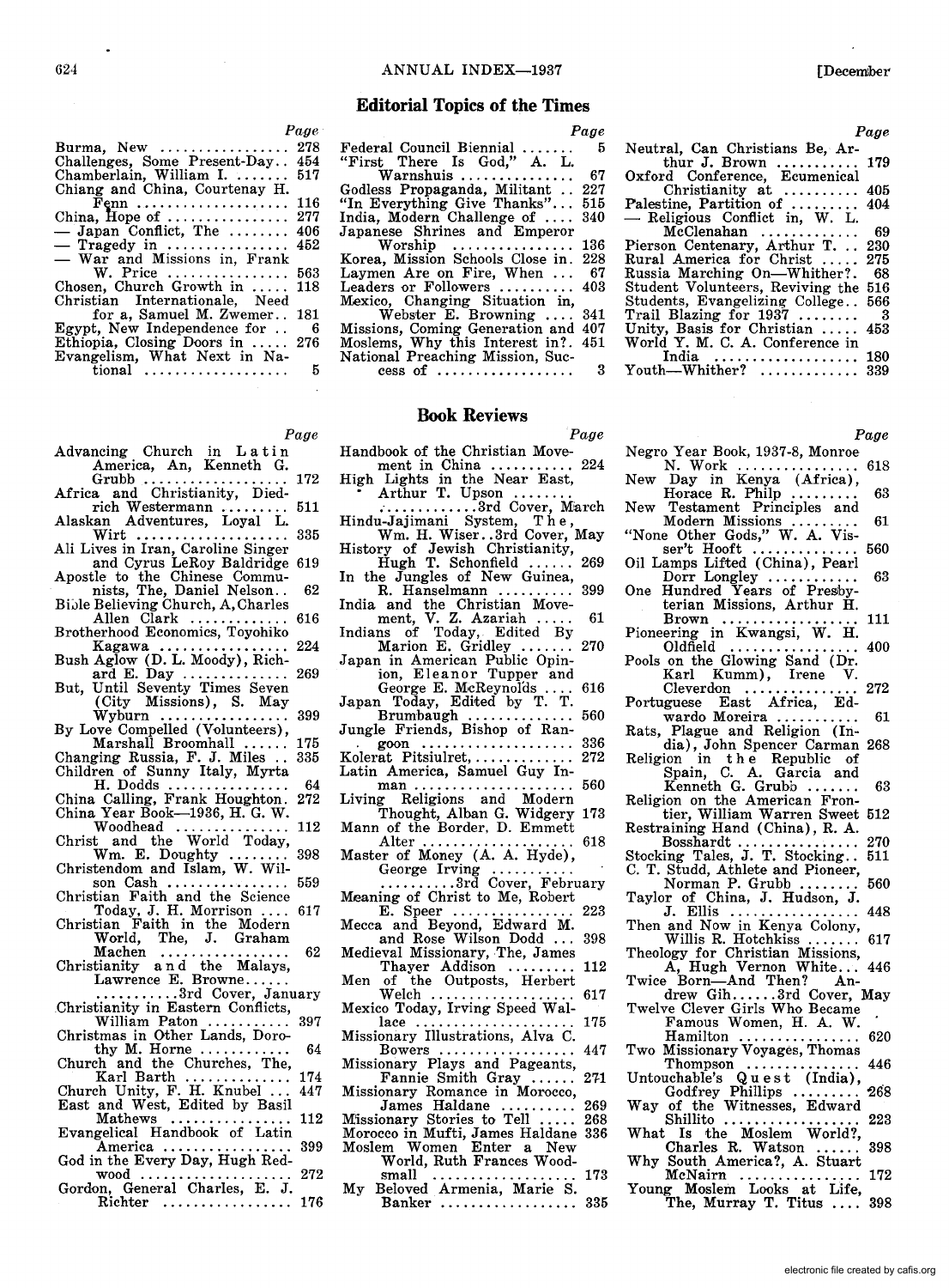## Editorial Topics of the Times

| | Page |
|---|---|
| Burma, New | 278 |
| Challenges, Some Present-Day | 454 |
| Chamberlain, William I. | 517 |
| Chiang and China, Courtenay H. Fenn | 116 |
| China, Hope of | 277 |
| — Japan Conflict, The | 406 |
| — Tragedy in | 452 |
| — War and Missions in, Frank W. Price | 563 |
| Chosen, Church Growth in | 118 |
| Christian Internationale, Need for a, Samuel M. Zwemer | 181 |
| Egypt, New Independence for | 6 |
| Ethiopia, Closing Doors in | 276 |
| Evangelism, What Next in National | 5 |
| Federal Council Biennial | 5 |
| "First There Is God," A. L. Warnshuis | 67 |
| Godless Propaganda, Militant | 227 |
| "In Everything Give Thanks" | 515 |
| India, Modern Challenge of | 340 |
| Japanese Shrines and Emperor Worship | 136 |
| Korea, Mission Schools Close in | 228 |
| Laymen Are on Fire, When | 67 |
| Leaders or Followers | 403 |
| Mexico, Changing Situation in, Webster E. Browning | 341 |
| Missions, Coming Generation and | 407 |
| Moslems, Why this Interest in? | 451 |
| National Preaching Mission, Success of | 3 |
| Neutral, Can Christians Be, Arthur J. Brown | 179 |
| Oxford Conference, Ecumenical Christianity at | 405 |
| Palestine, Partition of | 404 |
| — Religious Conflict in, W. L. McClenahan | 69 |
| Pierson Centenary, Arthur T. | 230 |
| Rural America for Christ | 275 |
| Russia Marching On—Whither? | 68 |
| Student Volunteers, Reviving the | 516 |
| Students, Evangelizing College | 566 |
| Trail Blazing for 1937 | 3 |
| Unity, Basis for Christian | 453 |
| World Y. M. C. A. Conference in India | 180 |
| Youth—Whither? | 339 |

## Book Reviews

| | Page |
|---|---|
| Advancing Church in Latin America, An, Kenneth G. Grubb | 172 |
| Africa and Christianity, Diedrich Westermann | 511 |
| Alaskan Adventures, Loyal L. Wirt | 335 |
| Ali Lives in Iran, Caroline Singer and Cyrus LeRoy Baldridge | 619 |
| Apostle to the Chinese Communists, The, Daniel Nelson | 62 |
| Bible Believing Church, A, Charles Allen Clark | 616 |
| Brotherhood Economics, Toyohiko Kagawa | 224 |
| Bush Aglow (D. L. Moody), Richard E. Day | 269 |
| But, Until Seventy Times Seven (City Missions), S. May Wyburn | 399 |
| By Love Compelled (Volunteers), Marshall Broomhall | 175 |
| Changing Russia, F. J. Miles | 335 |
| Children of Sunny Italy, Myrta H. Dodds | 64 |
| China Calling, Frank Houghton | 272 |
| China Year Book—1936, H. G. W. Woodhead | 112 |
| Christ and the World Today, Wm. E. Doughty | 398 |
| Christendom and Islam, W. Wilson Cash | 559 |
| Christian Faith and the Science Today, J. H. Morrison | 617 |
| Christian Faith in the Modern World, The, J. Graham Machen | 62 |
| Christianity and the Malays, Lawrence E. Browne | 3rd Cover, January |
| Christianity in Eastern Conflicts, William Paton | 397 |
| Christmas in Other Lands, Dorothy M. Horne | 64 |
| Church and the Churches, The, Karl Barth | 174 |
| Church Unity, F. H. Knubel | 447 |
| East and West, Edited by Basil Mathews | 112 |
| Evangelical Handbook of Latin America | 399 |
| God in the Every Day, Hugh Redwood | 272 |
| Gordon, General Charles, E. J. Richter | 176 |
| Handbook of the Christian Movement in China | 224 |
| High Lights in the Near East, Arthur T. Upson | 3rd Cover, March |
| Hindu-Jajimani System, The, Wm. H. Wiser | 3rd Cover, May |
| History of Jewish Christianity, Hugh T. Schonfield | 269 |
| In the Jungles of New Guinea, R. Hanselmann | 399 |
| India and the Christian Movement, V. Z. Azariah | 61 |
| Indians of Today, Edited By Marion E. Gridley | 270 |
| Japan in American Public Opinion, Eleanor Tupper and George E. McReynolds | 616 |
| Japan Today, Edited by T. T. Brumbaugh | 560 |
| Jungle Friends, Bishop of Rangoon | 336 |
| Kolerat Pitsiulret | 272 |
| Latin America, Samuel Guy Inman | 560 |
| Living Religions and Modern Thought, Alban G. Widgery | 173 |
| Mann of the Border, D. Emmett Alter | 618 |
| Master of Money (A. A. Hyde), George Irving | 3rd Cover, February |
| Meaning of Christ to Me, Robert E. Speer | 223 |
| Mecca and Beyond, Edward M. and Rose Wilson Dodd | 398 |
| Medieval Missionary, The, James Thayer Addison | 112 |
| Men of the Outposts, Herbert Welch | 617 |
| Mexico Today, Irving Speed Wallace | 175 |
| Missionary Illustrations, Alva C. Bowers | 447 |
| Missionary Plays and Pageants, Fannie Smith Gray | 271 |
| Missionary Romance in Morocco, James Haldane | 269 |
| Missionary Stories to Tell | 268 |
| Morocco in Mufti, James Haldane | 336 |
| Moslem Women Enter a New World, Ruth Frances Woodsmall | 173 |
| My Beloved Armenia, Marie S. Banker | 335 |
| Negro Year Book, 1937-8, Monroe N. Work | 618 |
| New Day in Kenya (Africa), Horace R. Philp | 63 |
| New Testament Principles and Modern Missions | 61 |
| "None Other Gods," W. A. Visser't Hooft | 560 |
| Oil Lamps Lifted (China), Pearl Dorr Longley | 63 |
| One Hundred Years of Presbyterian Missions, Arthur H. Brown | 111 |
| Pioneering in Kwangsi, W. H. Oldfield | 400 |
| Pools on the Glowing Sand (Dr. Karl Kumm), Irene V. Cleverdon | 272 |
| Portuguese East Africa, Eduardo Moreira | 61 |
| Rats, Plague and Religion (India), John Spencer Carman | 268 |
| Religion in the Republic of Spain, C. A. Garcia and Kenneth G. Grubb | 63 |
| Religion on the American Frontier, William Warren Sweet | 512 |
| Restraining Hand (China), R. A. Bosshardt | 270 |
| Stocking Tales, J. T. Stocking | 511 |
| C. T. Studd, Athlete and Pioneer, Norman P. Grubb | 560 |
| Taylor of China, J. Hudson, J. J. Ellis | 448 |
| Then and Now in Kenya Colony, Willis R. Hotchkiss | 617 |
| Theology for Christian Missions, A, Hugh Vernon White | 446 |
| Twice Born—And Then? Andrew Gih | 3rd Cover, May |
| Twelve Clever Girls Who Became Famous Women, H. A. W. Hamilton | 620 |
| Two Missionary Voyages, Thomas Thompson | 446 |
| Untouchable's Quest (India), Godfrey Phillips | 268 |
| Way of the Witnesses, Edward Shillito | 223 |
| What Is the Moslem World?, Charles R. Watson | 398 |
| Why South America?, A. Stuart McNairn | 172 |
| Young Moslem Looks at Life, The, Murray T. Titus | 398 |